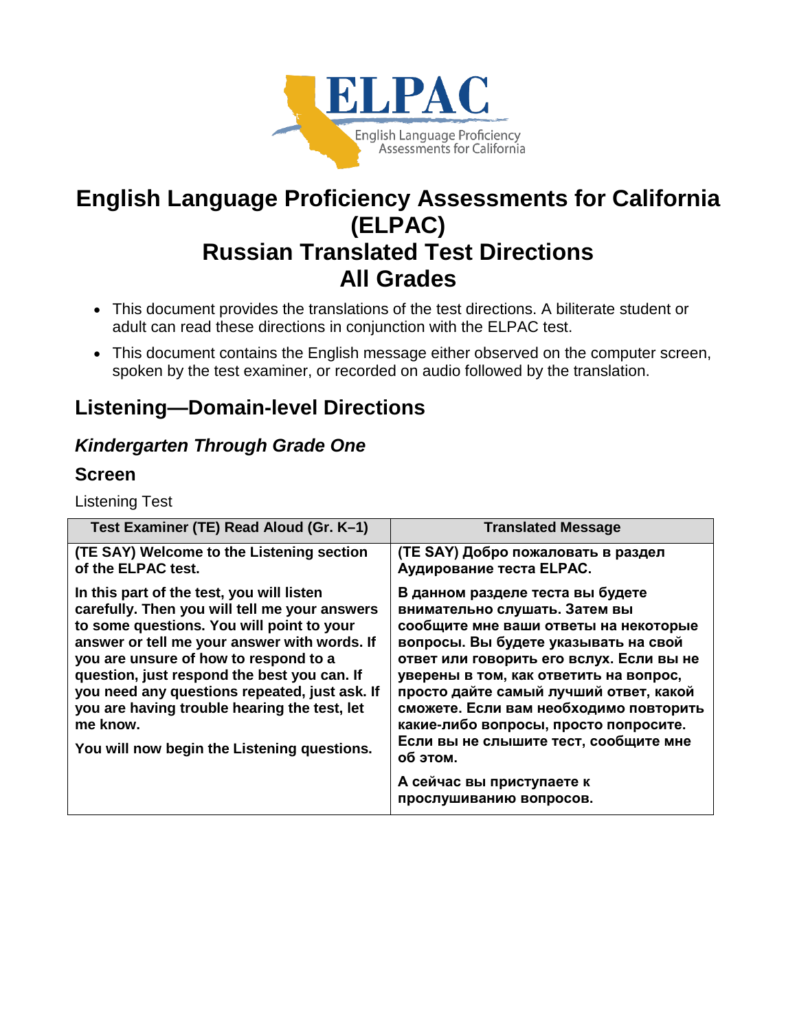# English Language Proficiency Assessments for California (ELPAC)
# Russian Translated Test Directions
# All Grades

- This document provides the translations of the test directions. A biliterate student or adult can read these directions in conjunction with the ELPAC test.
- This document contains the English message either observed on the computer screen, spoken by the test examiner, or recorded on audio followed by the translation.

## Listening—Domain-level Directions

### *Kindergarten Through Grade One*

#### Screen

Listening Test

| Test Examiner (TE) Read Aloud (Gr. K–1) | Translated Message |
|---|---|
| **(TE SAY) Welcome to the Listening section of the ELPAC test.**<br><br>**In this part of the test, you will listen carefully. Then you will tell me your answers to some questions. You will point to your answer or tell me your answer with words. If you are unsure of how to respond to a question, just respond the best you can. If you need any questions repeated, just ask. If you are having trouble hearing the test, let me know.**<br><br>**You will now begin the Listening questions.** | **(TE SAY) Добро пожаловать в раздел Аудирование теста ELPAC.**<br><br>**В данном разделе теста вы будете внимательно слушать. Затем вы сообщите мне ваши ответы на некоторые вопросы. Вы будете указывать на свой ответ или говорить его вслух. Если вы не уверены в том, как ответить на вопрос, просто дайте самый лучший ответ, какой сможете. Если вам необходимо повторить какие-либо вопросы, просто попросите. Если вы не слышите тест, сообщите мне об этом.**<br><br>**А сейчас вы приступаете к прослушиванию вопросов.** |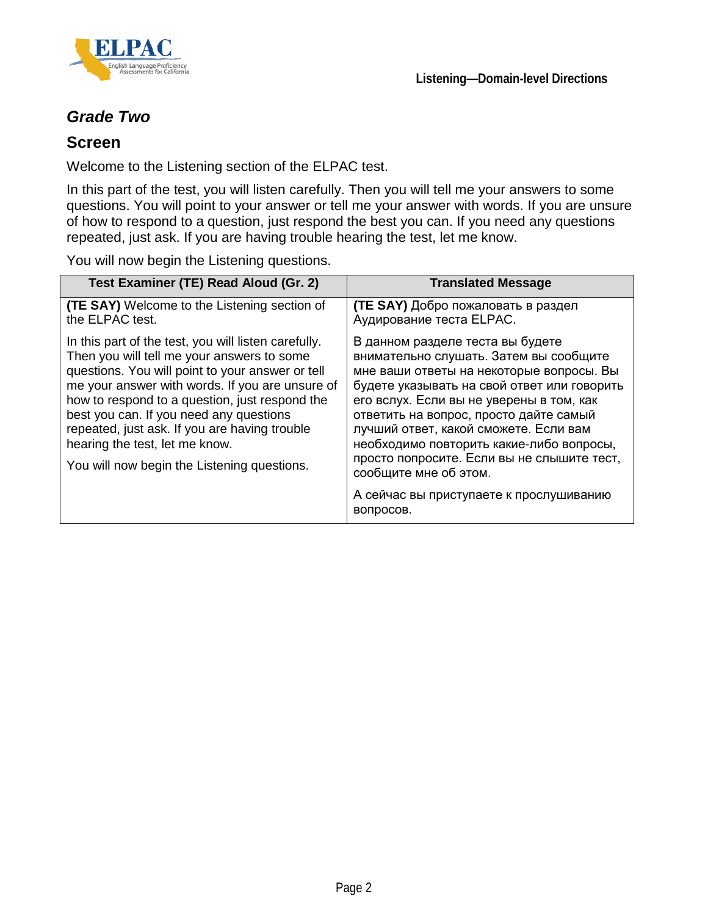## *Grade Two*

## Screen

Welcome to the Listening section of the ELPAC test.

In this part of the test, you will listen carefully. Then you will tell me your answers to some questions. You will point to your answer or tell me your answer with words. If you are unsure of how to respond to a question, just respond the best you can. If you need any questions repeated, just ask. If you are having trouble hearing the test, let me know.

You will now begin the Listening questions.

| Test Examiner (TE) Read Aloud (Gr. 2) | Translated Message |
|---|---|
| **(TE SAY)** Welcome to the Listening section of the ELPAC test. | **(TE SAY)** Добро пожаловать в раздел Аудирование теста ELPAC. |
| In this part of the test, you will listen carefully. Then you will tell me your answers to some questions. You will point to your answer or tell me your answer with words. If you are unsure of how to respond to a question, just respond the best you can. If you need any questions repeated, just ask. If you are having trouble hearing the test, let me know. | В данном разделе теста вы будете внимательно слушать. Затем вы сообщите мне ваши ответы на некоторые вопросы. Вы будете указывать на свой ответ или говорить его вслух. Если вы не уверены в том, как ответить на вопрос, просто дайте самый лучший ответ, какой сможете. Если вам необходимо повторить какие-либо вопросы, просто попросите. Если вы не слышите тест, сообщите мне об этом. |
| You will now begin the Listening questions. | А сейчас вы приступаете к прослушиванию вопросов. |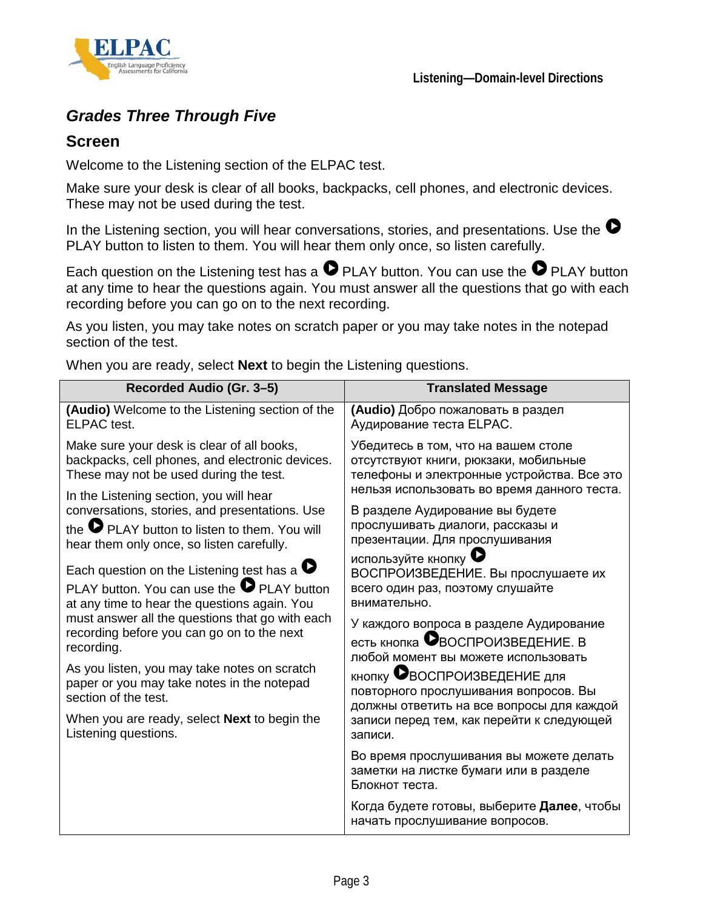## *Grades Three Through Five*

### Screen

Welcome to the Listening section of the ELPAC test.

Make sure your desk is clear of all books, backpacks, cell phones, and electronic devices. These may not be used during the test.

In the Listening section, you will hear conversations, stories, and presentations. Use the ▶ PLAY button to listen to them. You will hear them only once, so listen carefully.

Each question on the Listening test has a ▶ PLAY button. You can use the ▶ PLAY button at any time to hear the questions again. You must answer all the questions that go with each recording before you can go on to the next recording.

As you listen, you may take notes on scratch paper or you may take notes in the notepad section of the test.

When you are ready, select **Next** to begin the Listening questions.

| Recorded Audio (Gr. 3–5) | Translated Message |
|---|---|
| **(Audio)** Welcome to the Listening section of the ELPAC test.<br><br>Make sure your desk is clear of all books, backpacks, cell phones, and electronic devices. These may not be used during the test.<br><br>In the Listening section, you will hear conversations, stories, and presentations. Use the ▶ PLAY button to listen to them. You will hear them only once, so listen carefully.<br><br>Each question on the Listening test has a ▶ PLAY button. You can use the ▶ PLAY button at any time to hear the questions again. You must answer all the questions that go with each recording before you can go on to the next recording.<br><br>As you listen, you may take notes on scratch paper or you may take notes in the notepad section of the test.<br><br>When you are ready, select **Next** to begin the Listening questions. | **(Audio)** Добро пожаловать в раздел Аудирование теста ELPAC.<br><br>Убедитесь в том, что на вашем столе отсутствуют книги, рюкзаки, мобильные телефоны и электронные устройства. Все это нельзя использовать во время данного теста.<br><br>В разделе Аудирование вы будете прослушивать диалоги, рассказы и презентации. Для прослушивания используйте кнопку ▶ ВОСПРОИЗВЕДЕНИЕ. Вы прослушаете их всего один раз, поэтому слушайте внимательно.<br><br>У каждого вопроса в разделе Аудирование есть кнопка ▶ВОСПРОИЗВЕДЕНИЕ. В любой момент вы можете использовать кнопку ▶ВОСПРОИЗВЕДЕНИЕ для повторного прослушивания вопросов. Вы должны ответить на все вопросы для каждой записи перед тем, как перейти к следующей записи.<br><br>Во время прослушивания вы можете делать заметки на листке бумаги или в разделе Блокнот теста.<br><br>Когда будете готовы, выберите **Далее**, чтобы начать прослушивание вопросов. |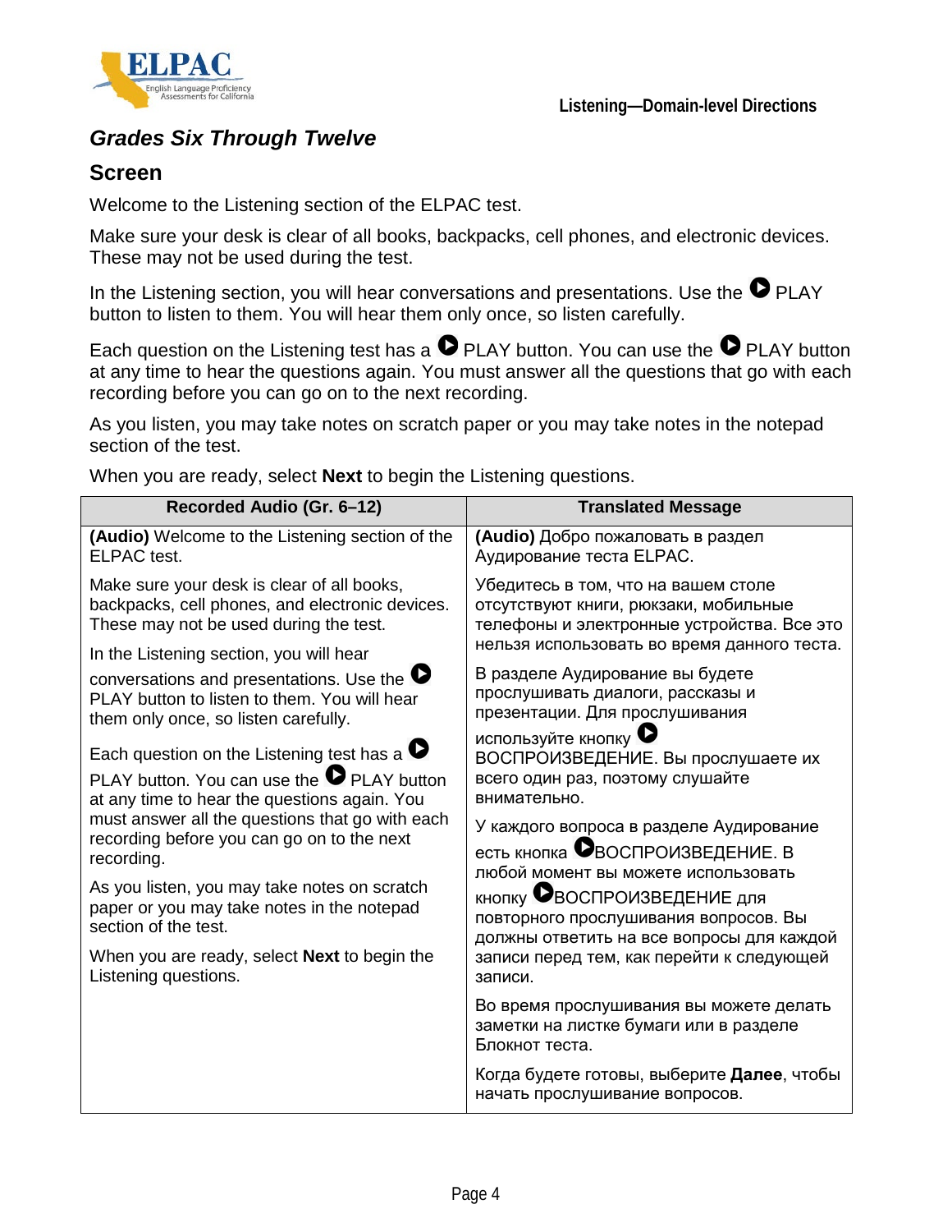## *Grades Six Through Twelve*

### Screen

Welcome to the Listening section of the ELPAC test.

Make sure your desk is clear of all books, backpacks, cell phones, and electronic devices. These may not be used during the test.

In the Listening section, you will hear conversations and presentations. Use the ▶ PLAY button to listen to them. You will hear them only once, so listen carefully.

Each question on the Listening test has a ▶ PLAY button. You can use the ▶ PLAY button at any time to hear the questions again. You must answer all the questions that go with each recording before you can go on to the next recording.

As you listen, you may take notes on scratch paper or you may take notes in the notepad section of the test.

When you are ready, select **Next** to begin the Listening questions.

| Recorded Audio (Gr. 6–12) | Translated Message |
|---|---|
| **(Audio)** Welcome to the Listening section of the ELPAC test. | **(Audio)** Добро пожаловать в раздел Аудирование теста ELPAC. |
| Make sure your desk is clear of all books, backpacks, cell phones, and electronic devices. These may not be used during the test. | Убедитесь в том, что на вашем столе отсутствуют книги, рюкзаки, мобильные телефоны и электронные устройства. Все это нельзя использовать во время данного теста. |
| In the Listening section, you will hear conversations and presentations. Use the ▶ PLAY button to listen to them. You will hear them only once, so listen carefully. | В разделе Аудирование вы будете прослушивать диалоги, рассказы и презентации. Для прослушивания используйте кнопку ▶ ВОСПРОИЗВЕДЕНИЕ. Вы прослушаете их всего один раз, поэтому слушайте внимательно. |
| Each question on the Listening test has a ▶ PLAY button. You can use the ▶ PLAY button at any time to hear the questions again. You must answer all the questions that go with each recording before you can go on to the next recording. | У каждого вопроса в разделе Аудирование есть кнопка ▶ВОСПРОИЗВЕДЕНИЕ. В любой момент вы можете использовать кнопку ▶ВОСПРОИЗВЕДЕНИЕ для повторного прослушивания вопросов. Вы должны ответить на все вопросы для каждой записи перед тем, как перейти к следующей записи. |
| As you listen, you may take notes on scratch paper or you may take notes in the notepad section of the test. | Во время прослушивания вы можете делать заметки на листке бумаги или в разделе Блокнот теста. |
| When you are ready, select **Next** to begin the Listening questions. | Когда будете готовы, выберите **Далее**, чтобы начать прослушивание вопросов. |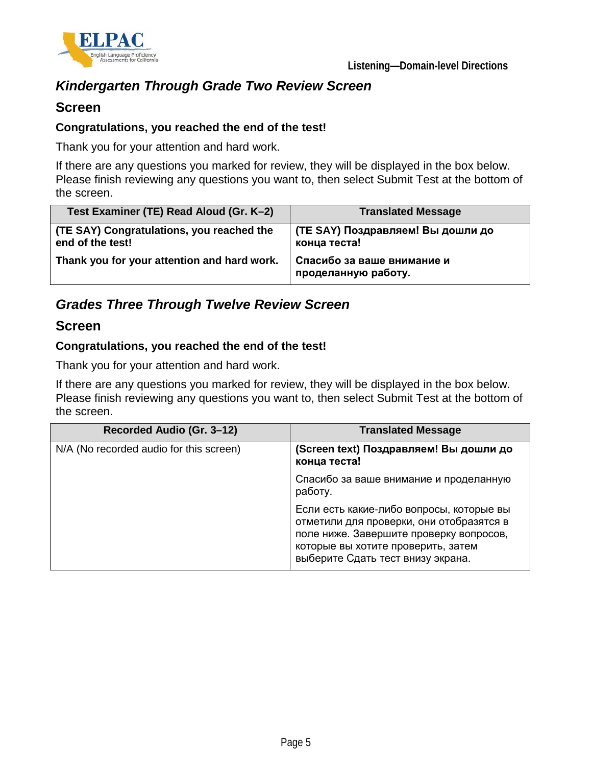## *Kindergarten Through Grade Two Review Screen*

### Screen

**Congratulations, you reached the end of the test!**

Thank you for your attention and hard work.

If there are any questions you marked for review, they will be displayed in the box below. Please finish reviewing any questions you want to, then select Submit Test at the bottom of the screen.

| Test Examiner (TE) Read Aloud (Gr. K–2) | Translated Message |
|---|---|
| **(TE SAY) Congratulations, you reached the end of the test!** | **(TE SAY) Поздравляем! Вы дошли до конца теста!** |
| **Thank you for your attention and hard work.** | **Спасибо за ваше внимание и проделанную работу.** |

## *Grades Three Through Twelve Review Screen*

### Screen

**Congratulations, you reached the end of the test!**

Thank you for your attention and hard work.

If there are any questions you marked for review, they will be displayed in the box below. Please finish reviewing any questions you want to, then select Submit Test at the bottom of the screen.

| Recorded Audio (Gr. 3–12) | Translated Message |
|---|---|
| N/A (No recorded audio for this screen) | **(Screen text) Поздравляем! Вы дошли до конца теста!** |
| | Спасибо за ваше внимание и проделанную работу. |
| | Если есть какие-либо вопросы, которые вы отметили для проверки, они отобразятся в поле ниже. Завершите проверку вопросов, которые вы хотите проверить, затем выберите Сдать тест внизу экрана. |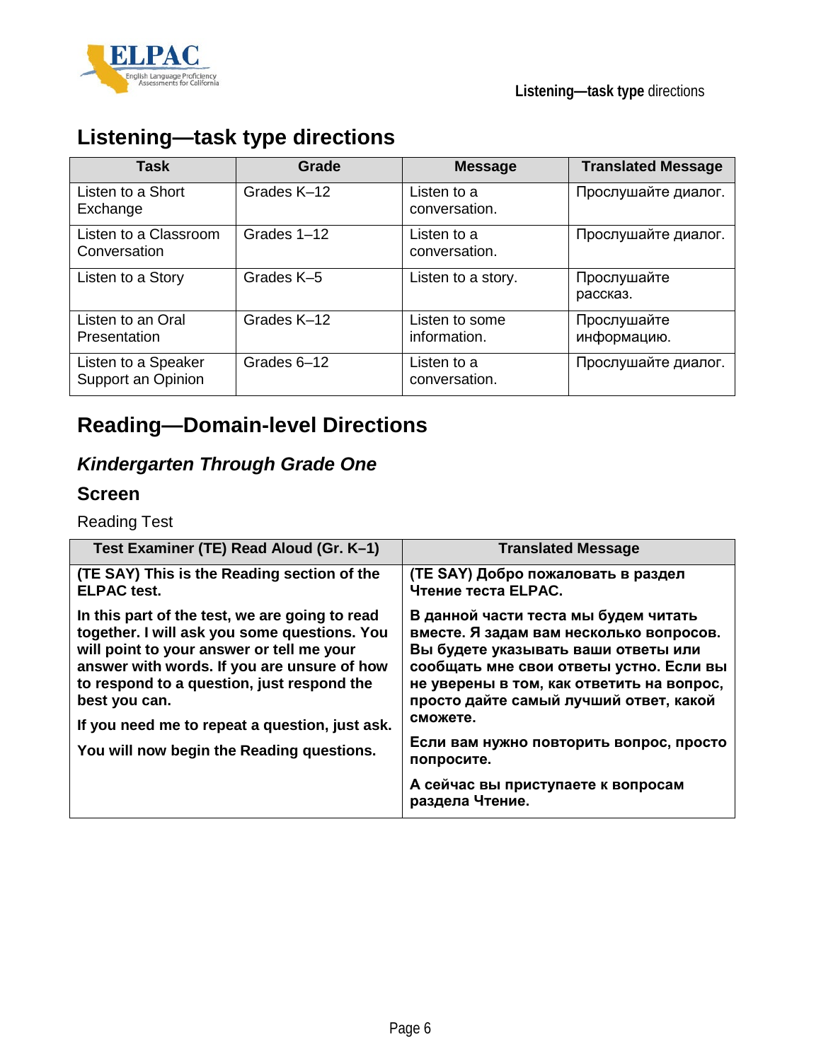## Listening—task type directions

| Task | Grade | Message | Translated Message |
|---|---|---|---|
| Listen to a Short Exchange | Grades K–12 | Listen to a conversation. | Прослушайте диалог. |
| Listen to a Classroom Conversation | Grades 1–12 | Listen to a conversation. | Прослушайте диалог. |
| Listen to a Story | Grades K–5 | Listen to a story. | Прослушайте рассказ. |
| Listen to an Oral Presentation | Grades K–12 | Listen to some information. | Прослушайте информацию. |
| Listen to a Speaker Support an Opinion | Grades 6–12 | Listen to a conversation. | Прослушайте диалог. |

## Reading—Domain-level Directions

### *Kindergarten Through Grade One*

### Screen

Reading Test

| Test Examiner (TE) Read Aloud (Gr. K–1) | Translated Message |
|---|---|
| **(TE SAY) This is the Reading section of the ELPAC test.**<br><br>**In this part of the test, we are going to read together. I will ask you some questions. You will point to your answer or tell me your answer with words. If you are unsure of how to respond to a question, just respond the best you can.**<br><br>**If you need me to repeat a question, just ask.**<br><br>**You will now begin the Reading questions.** | **(TE SAY) Добро пожаловать в раздел Чтение теста ELPAC.**<br><br>**В данной части теста мы будем читать вместе. Я задам вам несколько вопросов. Вы будете указывать ваши ответы или сообщать мне свои ответы устно. Если вы не уверены в том, как ответить на вопрос, просто дайте самый лучший ответ, какой сможете.**<br><br>**Если вам нужно повторить вопрос, просто попросите.**<br><br>**А сейчас вы приступаете к вопросам раздела Чтение.** |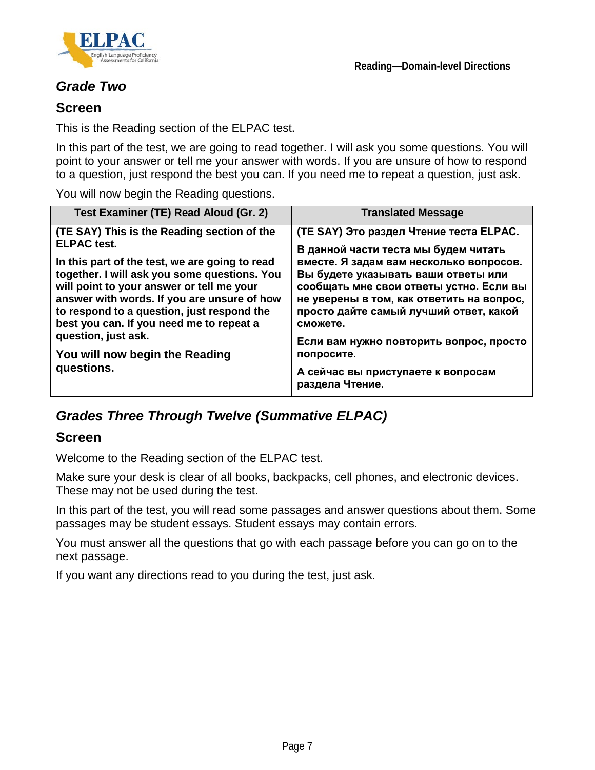### Grade Two

#### Screen

This is the Reading section of the ELPAC test.

In this part of the test, we are going to read together. I will ask you some questions. You will point to your answer or tell me your answer with words. If you are unsure of how to respond to a question, just respond the best you can. If you need me to repeat a question, just ask.

You will now begin the Reading questions.

| Test Examiner (TE) Read Aloud (Gr. 2) | Translated Message |
|---|---|
| **(TE SAY) This is the Reading section of the ELPAC test.**<br><br>**In this part of the test, we are going to read together. I will ask you some questions. You will point to your answer or tell me your answer with words. If you are unsure of how to respond to a question, just respond the best you can. If you need me to repeat a question, just ask.**<br><br>**You will now begin the Reading questions.** | **(TE SAY) Это раздел Чтение теста ELPAC.**<br><br>**В данной части теста мы будем читать вместе. Я задам вам несколько вопросов. Вы будете указывать ваши ответы или сообщать мне свои ответы устно. Если вы не уверены в том, как ответить на вопрос, просто дайте самый лучший ответ, какой сможете.**<br><br>**Если вам нужно повторить вопрос, просто попросите.**<br><br>**А сейчас вы приступаете к вопросам раздела Чтение.** |

### Grades Three Through Twelve (Summative ELPAC)

#### Screen

Welcome to the Reading section of the ELPAC test.

Make sure your desk is clear of all books, backpacks, cell phones, and electronic devices. These may not be used during the test.

In this part of the test, you will read some passages and answer questions about them. Some passages may be student essays. Student essays may contain errors.

You must answer all the questions that go with each passage before you can go on to the next passage.

If you want any directions read to you during the test, just ask.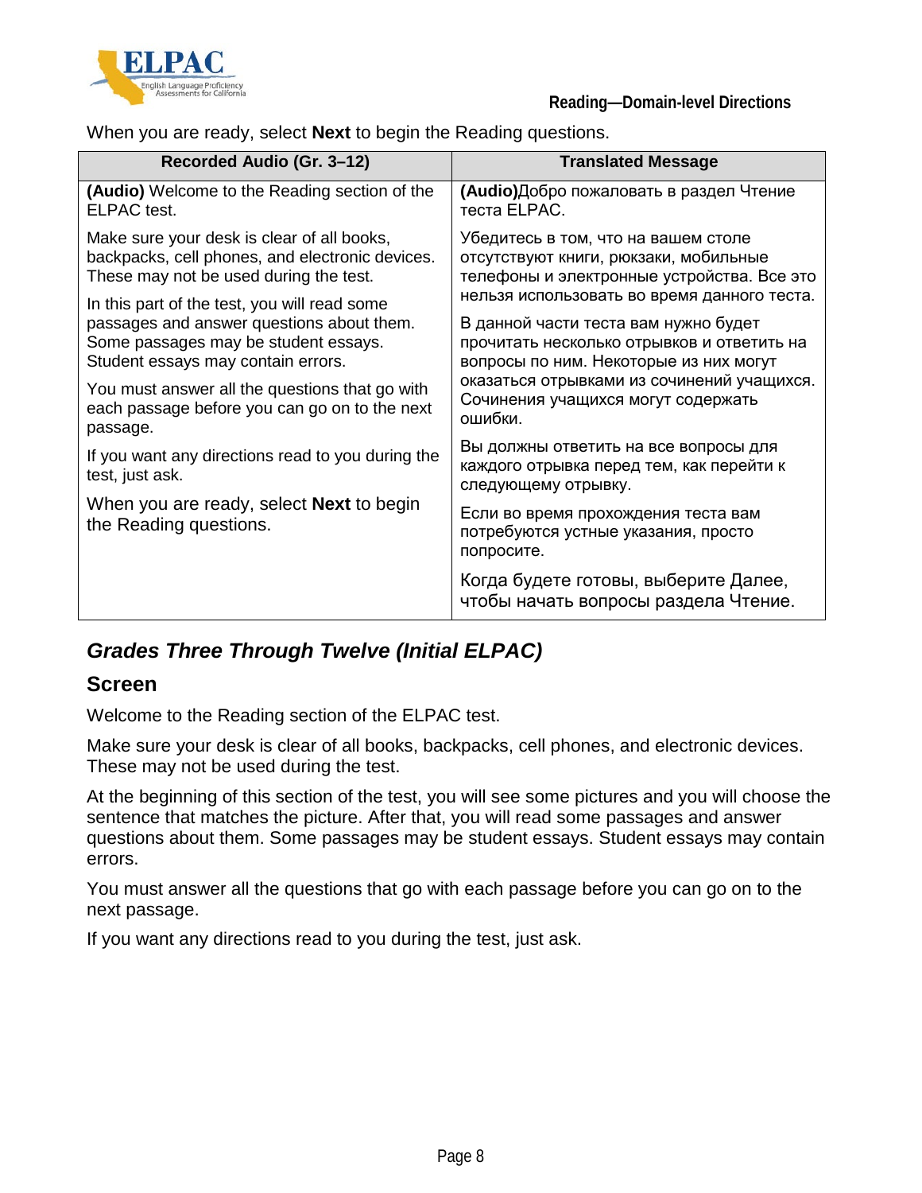When you are ready, select **Next** to begin the Reading questions.

| Recorded Audio (Gr. 3–12) | Translated Message |
|---|---|
| **(Audio)** Welcome to the Reading section of the ELPAC test.<br><br>Make sure your desk is clear of all books, backpacks, cell phones, and electronic devices. These may not be used during the test.<br><br>In this part of the test, you will read some passages and answer questions about them. Some passages may be student essays. Student essays may contain errors.<br><br>You must answer all the questions that go with each passage before you can go on to the next passage.<br><br>If you want any directions read to you during the test, just ask.<br><br>When you are ready, select **Next** to begin the Reading questions. | **(Audio)**Добро пожаловать в раздел Чтение теста ELPAC.<br><br>Убедитесь в том, что на вашем столе отсутствуют книги, рюкзаки, мобильные телефоны и электронные устройства. Все это нельзя использовать во время данного теста.<br><br>В данной части теста вам нужно будет прочитать несколько отрывков и ответить на вопросы по ним. Некоторые из них могут оказаться отрывками из сочинений учащихся. Сочинения учащихся могут содержать ошибки.<br><br>Вы должны ответить на все вопросы для каждого отрывка перед тем, как перейти к следующему отрывку.<br><br>Если во время прохождения теста вам потребуются устные указания, просто попросите.<br><br>Когда будете готовы, выберите Далее, чтобы начать вопросы раздела Чтение. |

## *Grades Three Through Twelve (Initial ELPAC)*

### Screen

Welcome to the Reading section of the ELPAC test.

Make sure your desk is clear of all books, backpacks, cell phones, and electronic devices. These may not be used during the test.

At the beginning of this section of the test, you will see some pictures and you will choose the sentence that matches the picture. After that, you will read some passages and answer questions about them. Some passages may be student essays. Student essays may contain errors.

You must answer all the questions that go with each passage before you can go on to the next passage.

If you want any directions read to you during the test, just ask.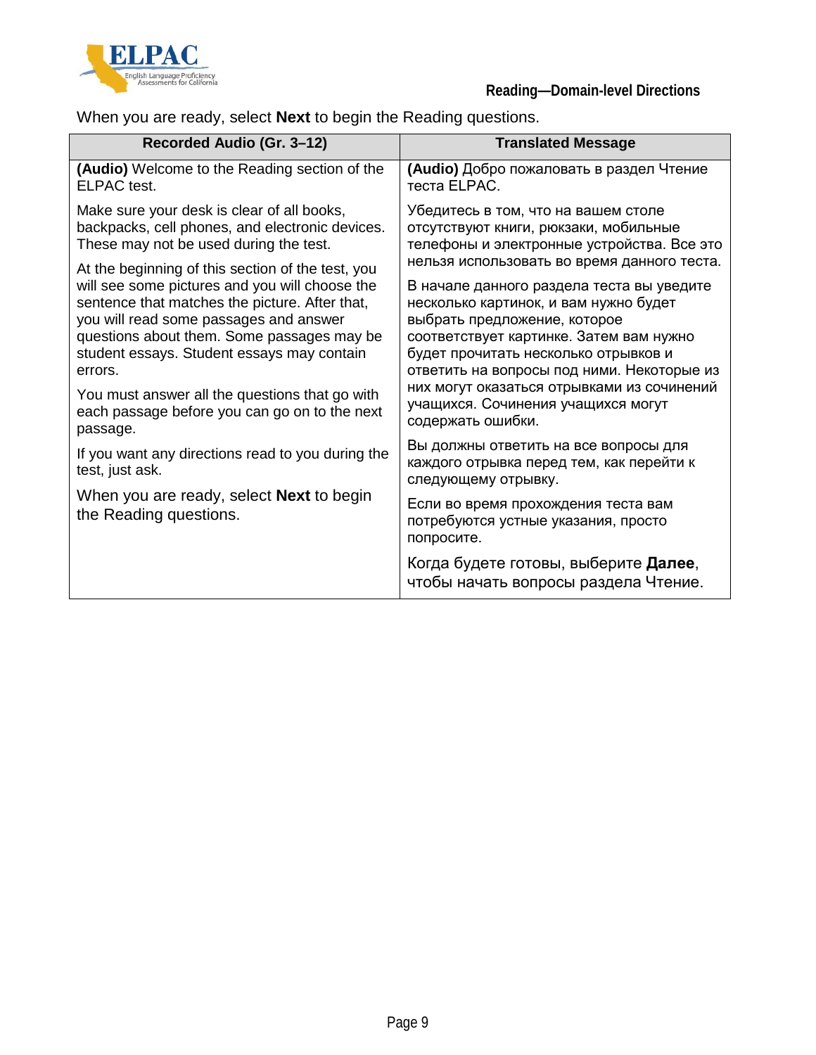When you are ready, select **Next** to begin the Reading questions.

| Recorded Audio (Gr. 3–12) | Translated Message |
|---|---|
| **(Audio)** Welcome to the Reading section of the ELPAC test. | **(Audio)** Добро пожаловать в раздел Чтение теста ELPAC. |
| Make sure your desk is clear of all books, backpacks, cell phones, and electronic devices. These may not be used during the test. | Убедитесь в том, что на вашем столе отсутствуют книги, рюкзаки, мобильные телефоны и электронные устройства. Все это нельзя использовать во время данного теста. |
| At the beginning of this section of the test, you will see some pictures and you will choose the sentence that matches the picture. After that, you will read some passages and answer questions about them. Some passages may be student essays. Student essays may contain errors. | В начале данного раздела теста вы уведите несколько картинок, и вам нужно будет выбрать предложение, которое соответствует картинке. Затем вам нужно будет прочитать несколько отрывков и ответить на вопросы под ними. Некоторые из них могут оказаться отрывками из сочинений учащихся. Сочинения учащихся могут содержать ошибки. |
| You must answer all the questions that go with each passage before you can go on to the next passage. | Вы должны ответить на все вопросы для каждого отрывка перед тем, как перейти к следующему отрывку. |
| If you want any directions read to you during the test, just ask. | Если во время прохождения теста вам потребуются устные указания, просто попросите. |
| When you are ready, select **Next** to begin the Reading questions. | Когда будете готовы, выберите **Далее**, чтобы начать вопросы раздела Чтение. |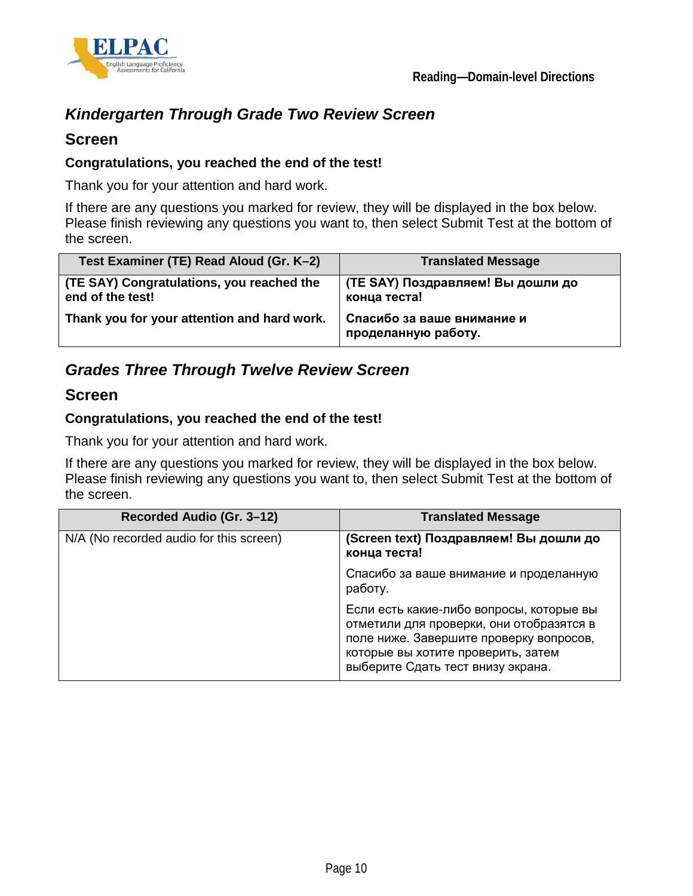## *Kindergarten Through Grade Two Review Screen*

### Screen

**Congratulations, you reached the end of the test!**

Thank you for your attention and hard work.

If there are any questions you marked for review, they will be displayed in the box below. Please finish reviewing any questions you want to, then select Submit Test at the bottom of the screen.

| Test Examiner (TE) Read Aloud (Gr. K–2) | Translated Message |
|---|---|
| **(TE SAY) Congratulations, you reached the end of the test!**<br><br>**Thank you for your attention and hard work.** | **(TE SAY) Поздравляем! Вы дошли до конца теста!**<br><br>**Спасибо за ваше внимание и проделанную работу.** |

## *Grades Three Through Twelve Review Screen*

### Screen

**Congratulations, you reached the end of the test!**

Thank you for your attention and hard work.

If there are any questions you marked for review, they will be displayed in the box below. Please finish reviewing any questions you want to, then select Submit Test at the bottom of the screen.

| Recorded Audio (Gr. 3–12) | Translated Message |
|---|---|
| N/A (No recorded audio for this screen) | **(Screen text) Поздравляем! Вы дошли до конца теста!**<br><br>Спасибо за ваше внимание и проделанную работу.<br><br>Если есть какие-либо вопросы, которые вы отметили для проверки, они отобразятся в поле ниже. Завершите проверку вопросов, которые вы хотите проверить, затем выберите Сдать тест внизу экрана. |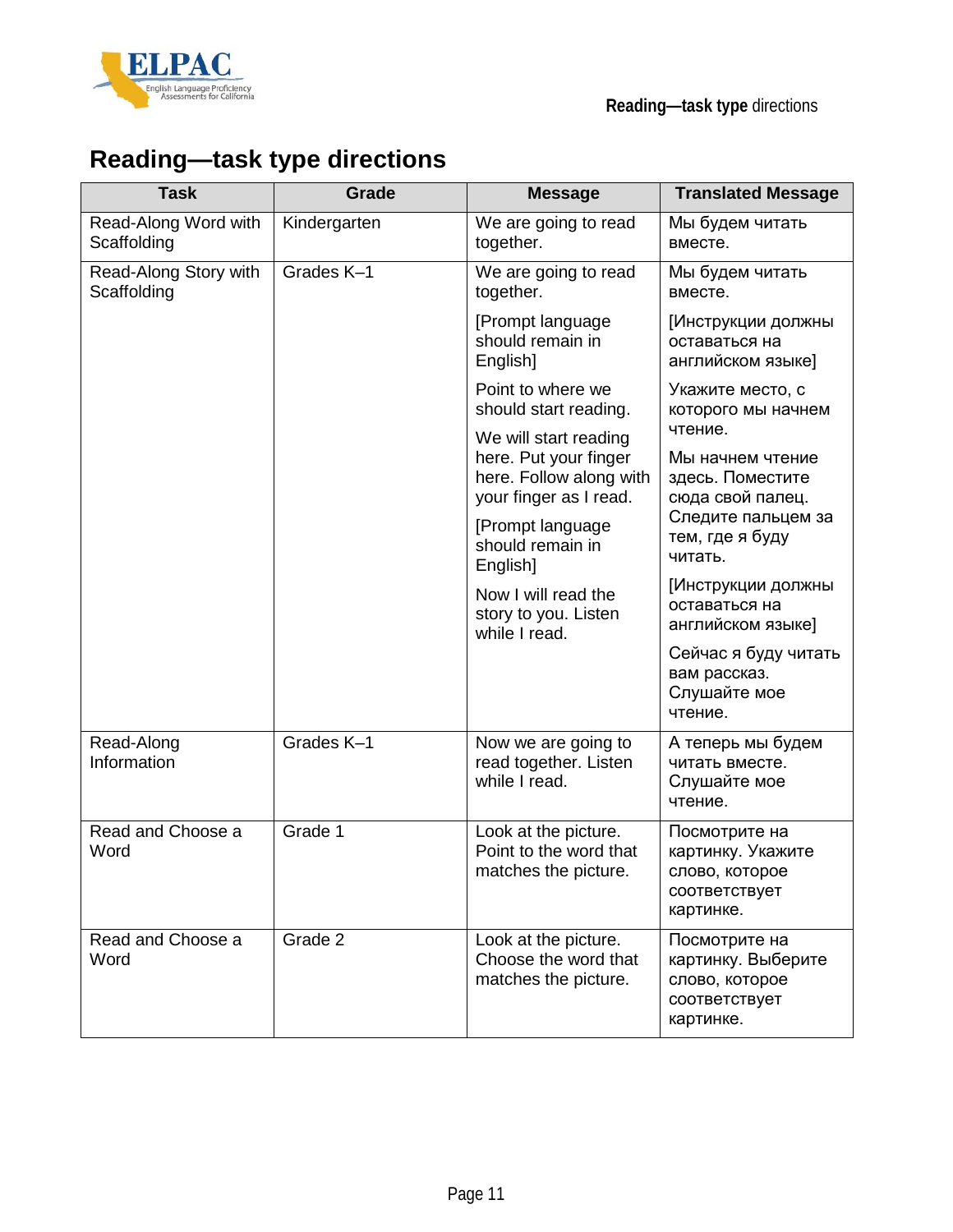# Reading—task type directions

| Task | Grade | Message | Translated Message |
|---|---|---|---|
| Read-Along Word with Scaffolding | Kindergarten | We are going to read together. | Мы будем читать вместе. |
| Read-Along Story with Scaffolding | Grades K–1 | We are going to read together.<br><br>[Prompt language should remain in English]<br><br>Point to where we should start reading.<br><br>We will start reading here. Put your finger here. Follow along with your finger as I read.<br><br>[Prompt language should remain in English]<br><br>Now I will read the story to you. Listen while I read. | Мы будем читать вместе.<br><br>[Инструкции должны оставаться на английском языке]<br><br>Укажите место, с которого мы начнем чтение.<br><br>Мы начнем чтение здесь. Поместите сюда свой палец. Следите пальцем за тем, где я буду читать.<br><br>[Инструкции должны оставаться на английском языке]<br><br>Сейчас я буду читать вам рассказ. Слушайте мое чтение. |
| Read-Along Information | Grades K–1 | Now we are going to read together. Listen while I read. | А теперь мы будем читать вместе. Слушайте мое чтение. |
| Read and Choose a Word | Grade 1 | Look at the picture. Point to the word that matches the picture. | Посмотрите на картинку. Укажите слово, которое соответствует картинке. |
| Read and Choose a Word | Grade 2 | Look at the picture. Choose the word that matches the picture. | Посмотрите на картинку. Выберите слово, которое соответствует картинке. |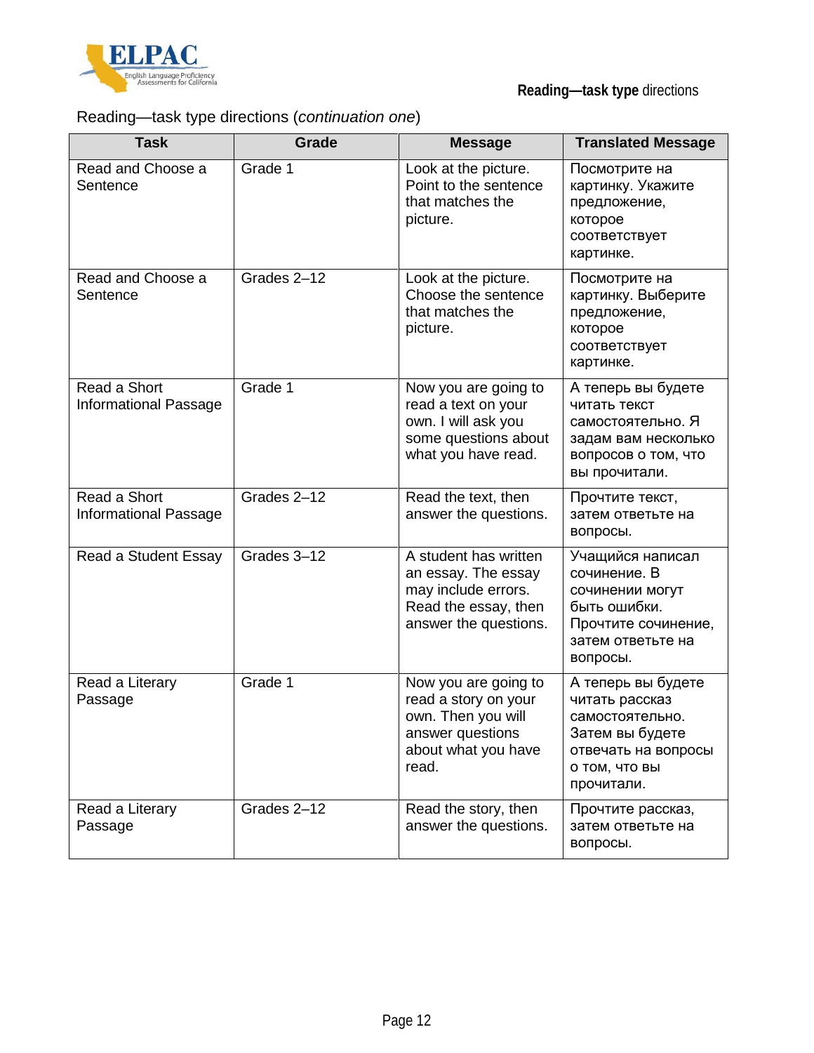Reading—task type directions (*continuation one*)

| Task | Grade | Message | Translated Message |
| --- | --- | --- | --- |
| Read and Choose a Sentence | Grade 1 | Look at the picture. Point to the sentence that matches the picture. | Посмотрите на картинку. Укажите предложение, которое соответствует картинке. |
| Read and Choose a Sentence | Grades 2–12 | Look at the picture. Choose the sentence that matches the picture. | Посмотрите на картинку. Выберите предложение, которое соответствует картинке. |
| Read a Short Informational Passage | Grade 1 | Now you are going to read a text on your own. I will ask you some questions about what you have read. | А теперь вы будете читать текст самостоятельно. Я задам вам несколько вопросов о том, что вы прочитали. |
| Read a Short Informational Passage | Grades 2–12 | Read the text, then answer the questions. | Прочтите текст, затем ответьте на вопросы. |
| Read a Student Essay | Grades 3–12 | A student has written an essay. The essay may include errors. Read the essay, then answer the questions. | Учащийся написал сочинение. В сочинении могут быть ошибки. Прочтите сочинение, затем ответьте на вопросы. |
| Read a Literary Passage | Grade 1 | Now you are going to read a story on your own. Then you will answer questions about what you have read. | А теперь вы будете читать рассказ самостоятельно. Затем вы будете отвечать на вопросы о том, что вы прочитали. |
| Read a Literary Passage | Grades 2–12 | Read the story, then answer the questions. | Прочтите рассказ, затем ответьте на вопросы. |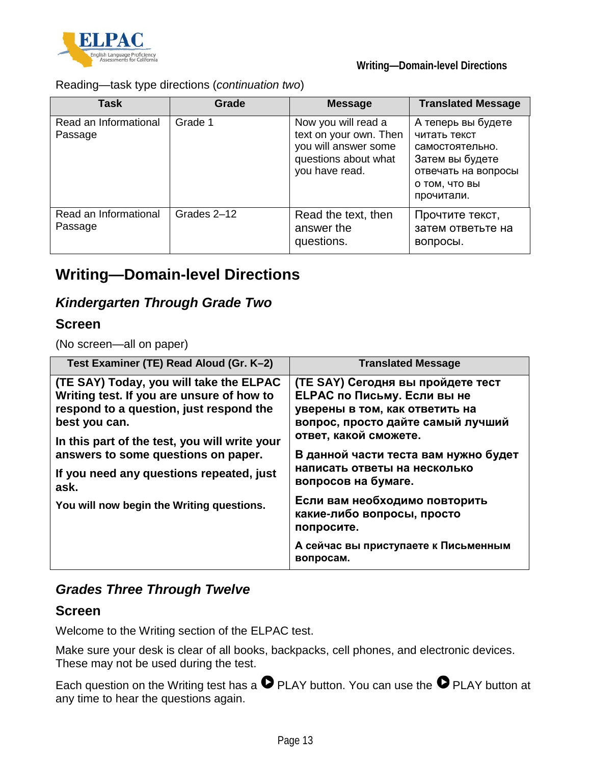Reading—task type directions (*continuation two*)

| Task | Grade | Message | Translated Message |
| --- | --- | --- | --- |
| Read an Informational Passage | Grade 1 | Now you will read a text on your own. Then you will answer some questions about what you have read. | А теперь вы будете читать текст самостоятельно. Затем вы будете отвечать на вопросы о том, что вы прочитали. |
| Read an Informational Passage | Grades 2–12 | Read the text, then answer the questions. | Прочтите текст, затем ответьте на вопросы. |

## Writing—Domain-level Directions

### *Kindergarten Through Grade Two*

### Screen

(No screen—all on paper)

| Test Examiner (TE) Read Aloud (Gr. K–2) | Translated Message |
| --- | --- |
| **(TE SAY) Today, you will take the ELPAC Writing test. If you are unsure of how to respond to a question, just respond the best you can.** **In this part of the test, you will write your answers to some questions on paper.** **If you need any questions repeated, just ask.** **You will now begin the Writing questions.** | **(TE SAY) Сегодня вы пройдете тест ELPAC по Письму. Если вы не уверены в том, как ответить на вопрос, просто дайте самый лучший ответ, какой сможете.** **В данной части теста вам нужно будет написать ответы на несколько вопросов на бумаге.** **Если вам необходимо повторить какие-либо вопросы, просто попросите.** **А сейчас вы приступаете к Письменным вопросам.** |

### *Grades Three Through Twelve*

### Screen

Welcome to the Writing section of the ELPAC test.

Make sure your desk is clear of all books, backpacks, cell phones, and electronic devices. These may not be used during the test.

Each question on the Writing test has a PLAY button. You can use the PLAY button at any time to hear the questions again.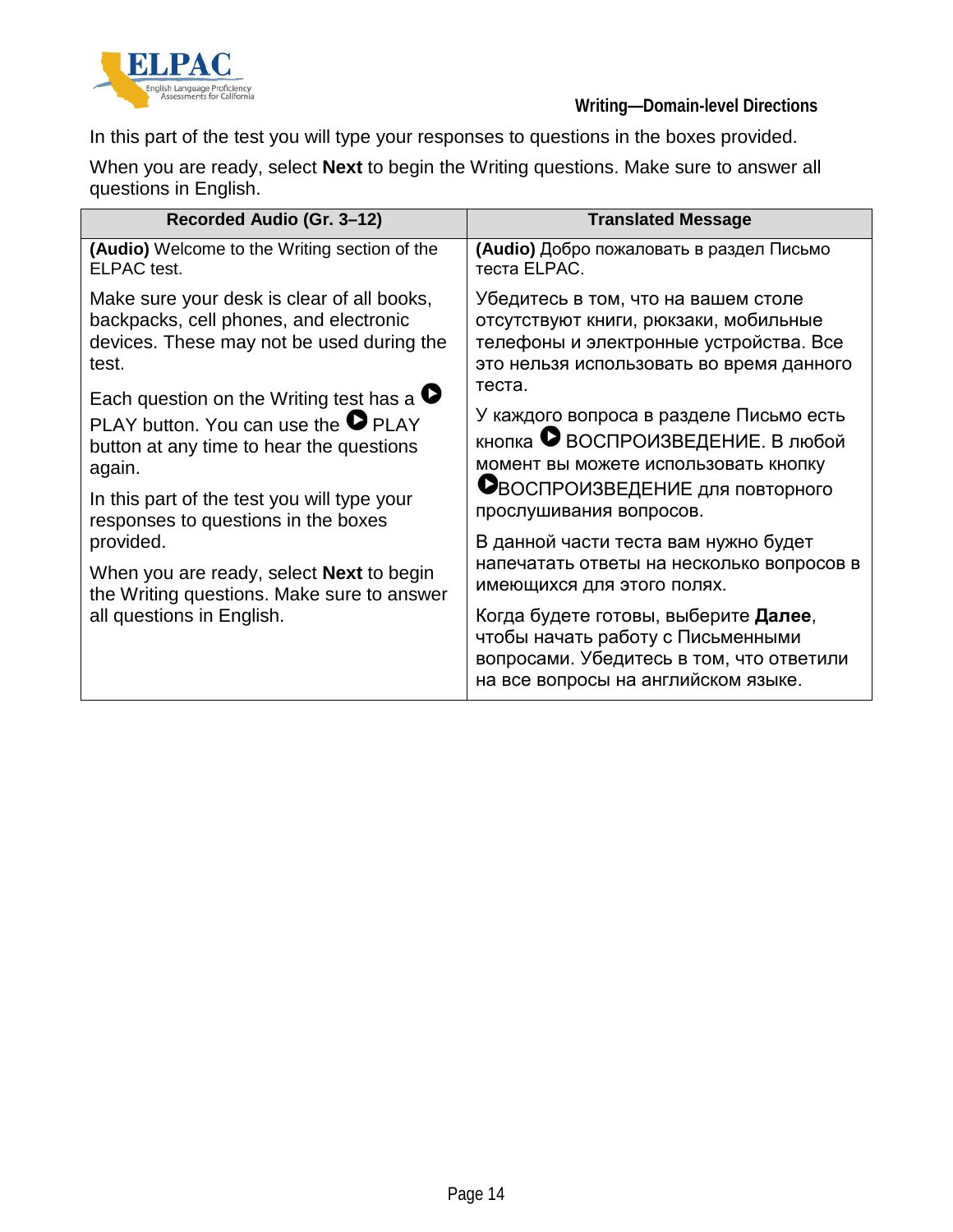## Writing—Domain-level Directions

In this part of the test you will type your responses to questions in the boxes provided.

When you are ready, select **Next** to begin the Writing questions. Make sure to answer all questions in English.

| Recorded Audio (Gr. 3–12) | Translated Message |
|---|---|
| **(Audio)** Welcome to the Writing section of the ELPAC test.<br><br>Make sure your desk is clear of all books, backpacks, cell phones, and electronic devices. These may not be used during the test.<br><br>Each question on the Writing test has a ▶ PLAY button. You can use the ▶ PLAY button at any time to hear the questions again.<br><br>In this part of the test you will type your responses to questions in the boxes provided.<br><br>When you are ready, select **Next** to begin the Writing questions. Make sure to answer all questions in English. | **(Audio)** Добро пожаловать в раздел Письмо теста ELPAC.<br><br>Убедитесь в том, что на вашем столе отсутствуют книги, рюкзаки, мобильные телефоны и электронные устройства. Все это нельзя использовать во время данного теста.<br><br>У каждого вопроса в разделе Письмо есть кнопка ▶ ВОСПРОИЗВЕДЕНИЕ. В любой момент вы можете использовать кнопку ▶ВОСПРОИЗВЕДЕНИЕ для повторного прослушивания вопросов.<br><br>В данной части теста вам нужно будет напечатать ответы на несколько вопросов в имеющихся для этого полях.<br><br>Когда будете готовы, выберите **Далее**, чтобы начать работу с Письменными вопросами. Убедитесь в том, что ответили на все вопросы на английском языке. |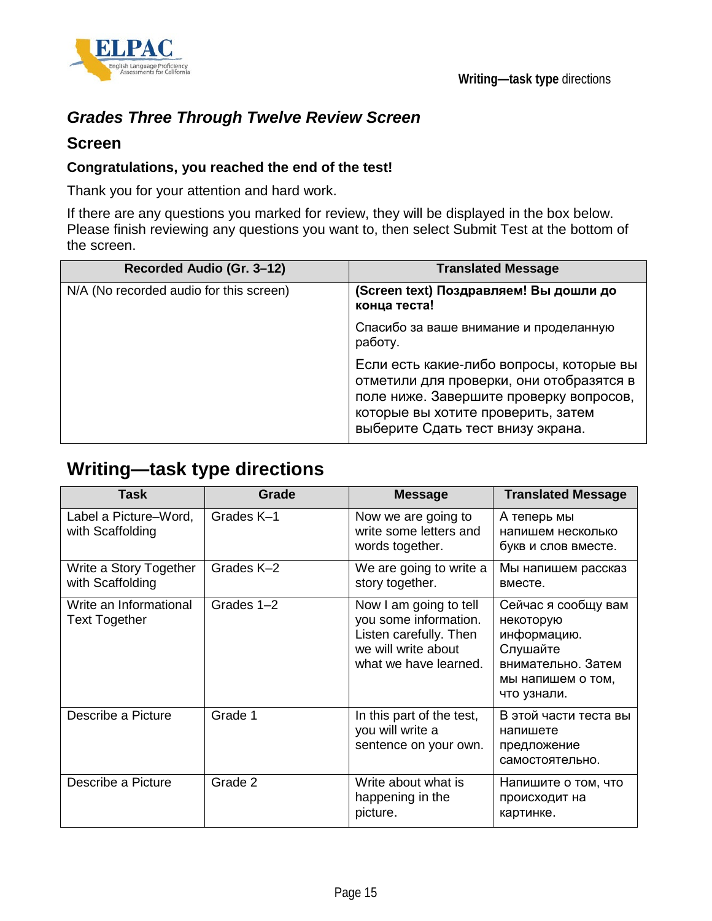### *Grades Three Through Twelve Review Screen*

#### Screen

**Congratulations, you reached the end of the test!**

Thank you for your attention and hard work.

If there are any questions you marked for review, they will be displayed in the box below. Please finish reviewing any questions you want to, then select Submit Test at the bottom of the screen.

| Recorded Audio (Gr. 3–12) | Translated Message |
|---|---|
| N/A (No recorded audio for this screen) | **(Screen text) Поздравляем! Вы дошли до конца теста!** Спасибо за ваше внимание и проделанную работу. Если есть какие-либо вопросы, которые вы отметили для проверки, они отобразятся в поле ниже. Завершите проверку вопросов, которые вы хотите проверить, затем выберите Сдать тест внизу экрана. |

## Writing—task type directions

| Task | Grade | Message | Translated Message |
|---|---|---|---|
| Label a Picture–Word, with Scaffolding | Grades K–1 | Now we are going to write some letters and words together. | А теперь мы напишем несколько букв и слов вместе. |
| Write a Story Together with Scaffolding | Grades K–2 | We are going to write a story together. | Мы напишем рассказ вместе. |
| Write an Informational Text Together | Grades 1–2 | Now I am going to tell you some information. Listen carefully. Then we will write about what we have learned. | Сейчас я сообщу вам некоторую информацию. Слушайте внимательно. Затем мы напишем о том, что узнали. |
| Describe a Picture | Grade 1 | In this part of the test, you will write a sentence on your own. | В этой части теста вы напишете предложение самостоятельно. |
| Describe a Picture | Grade 2 | Write about what is happening in the picture. | Напишите о том, что происходит на картинке. |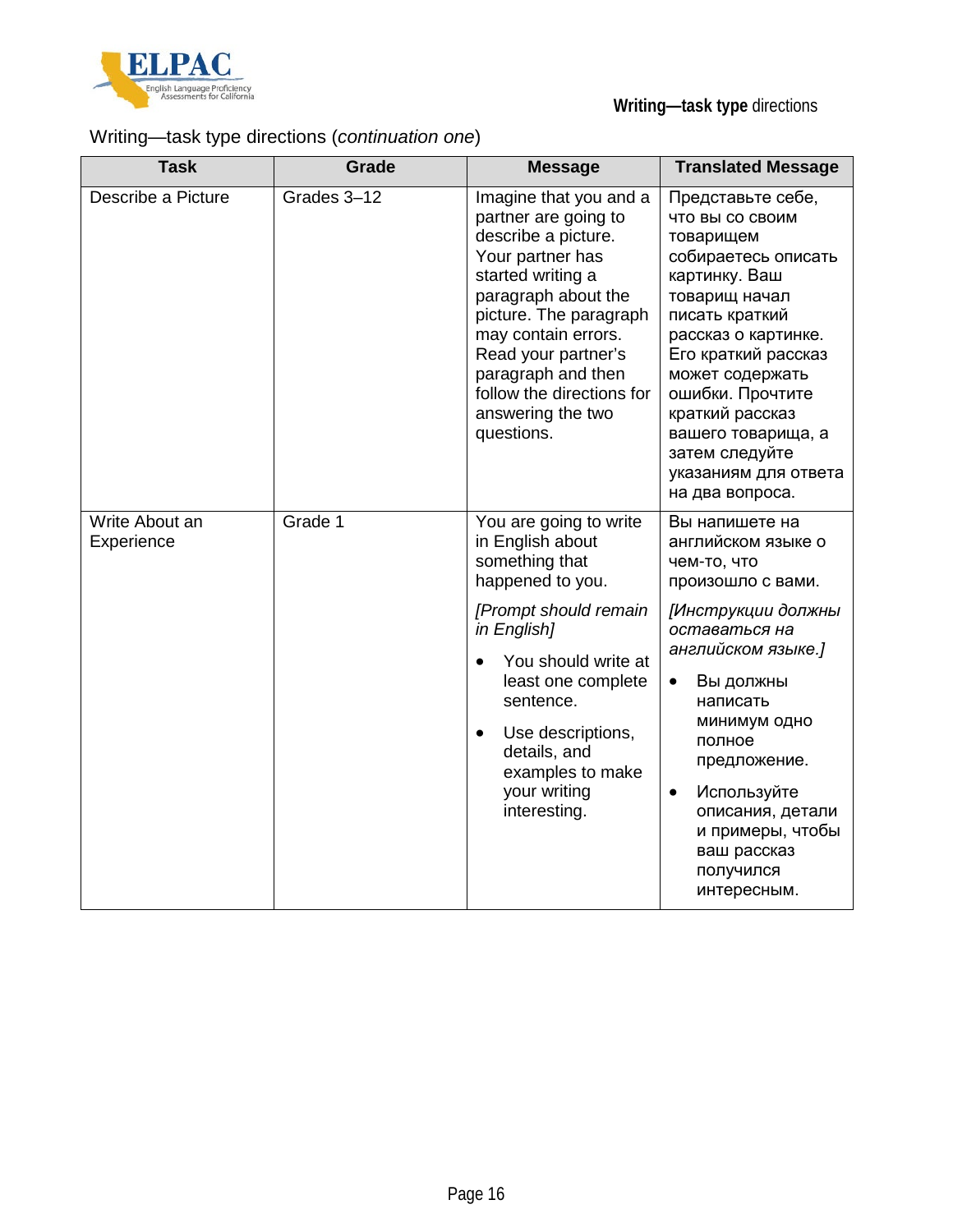Writing—task type directions (*continuation one*)

| Task | Grade | Message | Translated Message |
|---|---|---|---|
| Describe a Picture | Grades 3–12 | Imagine that you and a partner are going to describe a picture. Your partner has started writing a paragraph about the picture. The paragraph may contain errors. Read your partner's paragraph and then follow the directions for answering the two questions. | Представьте себе, что вы со своим товарищем собираетесь описать картинку. Ваш товарищ начал писать краткий рассказ о картинке. Его краткий рассказ может содержать ошибки. Прочтите краткий рассказ вашего товарища, а затем следуйте указаниям для ответа на два вопроса. |
| Write About an Experience | Grade 1 | You are going to write in English about something that happened to you.<br><br>*[Prompt should remain in English]*<br><br>• You should write at least one complete sentence.<br>• Use descriptions, details, and examples to make your writing interesting. | Вы напишете на английском языке о чем-то, что произошло с вами.<br><br>*[Инструкции должны оставаться на английском языке.]*<br><br>• Вы должны написать минимум одно полное предложение.<br>• Используйте описания, детали и примеры, чтобы ваш рассказ получился интересным. |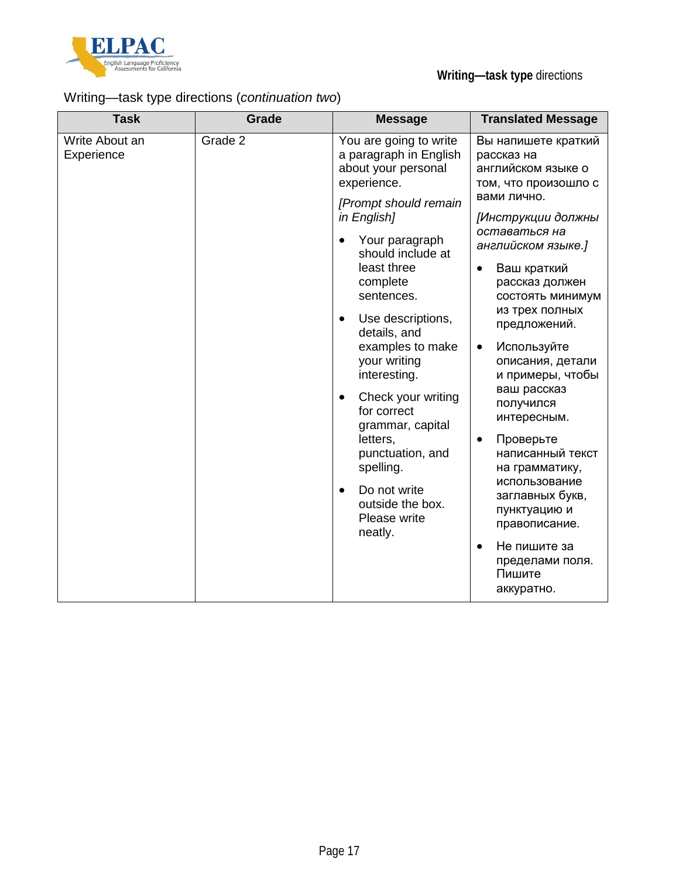Writing—task type directions (*continuation two*)

| Task | Grade | Message | Translated Message |
| --- | --- | --- | --- |
| Write About an Experience | Grade 2 | You are going to write a paragraph in English about your personal experience.<br><br>*[Prompt should remain in English]*<br><br>• Your paragraph should include at least three complete sentences.<br>• Use descriptions, details, and examples to make your writing interesting.<br>• Check your writing for correct grammar, capital letters, punctuation, and spelling.<br>• Do not write outside the box. Please write neatly. | Вы напишете краткий рассказ на английском языке о том, что произошло с вами лично.<br><br>*[Инструкции должны оставаться на английском языке.]*<br><br>• Ваш краткий рассказ должен состоять минимум из трех полных предложений.<br>• Используйте описания, детали и примеры, чтобы ваш рассказ получился интересным.<br>• Проверьте написанный текст на грамматику, использование заглавных букв, пунктуацию и правописание.<br>• Не пишите за пределами поля. Пишите аккуратно. |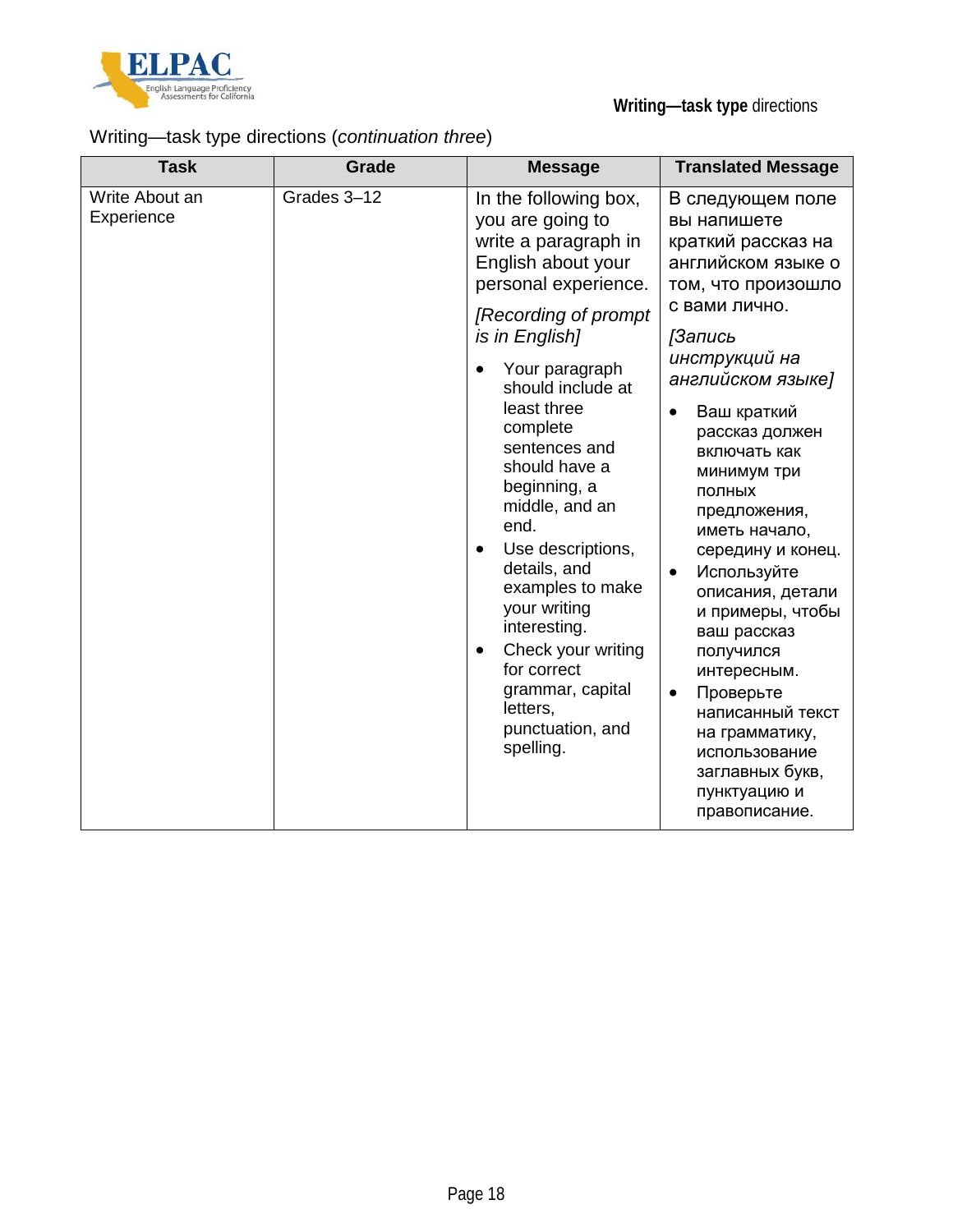Writing—task type directions (*continuation three*)

| Task | Grade | Message | Translated Message |
| --- | --- | --- | --- |
| Write About an Experience | Grades 3–12 | In the following box, you are going to write a paragraph in English about your personal experience.<br><br>*[Recording of prompt is in English]*<br><br>• Your paragraph should include at least three complete sentences and should have a beginning, a middle, and an end.<br>• Use descriptions, details, and examples to make your writing interesting.<br>• Check your writing for correct grammar, capital letters, punctuation, and spelling. | В следующем поле вы напишете краткий рассказ на английском языке о том, что произошло с вами лично.<br><br>*[Запись инструкций на английском языке]*<br><br>• Ваш краткий рассказ должен включать как минимум три полных предложения, иметь начало, середину и конец.<br>• Используйте описания, детали и примеры, чтобы ваш рассказ получился интересным.<br>• Проверьте написанный текст на грамматику, использование заглавных букв, пунктуацию и правописание. |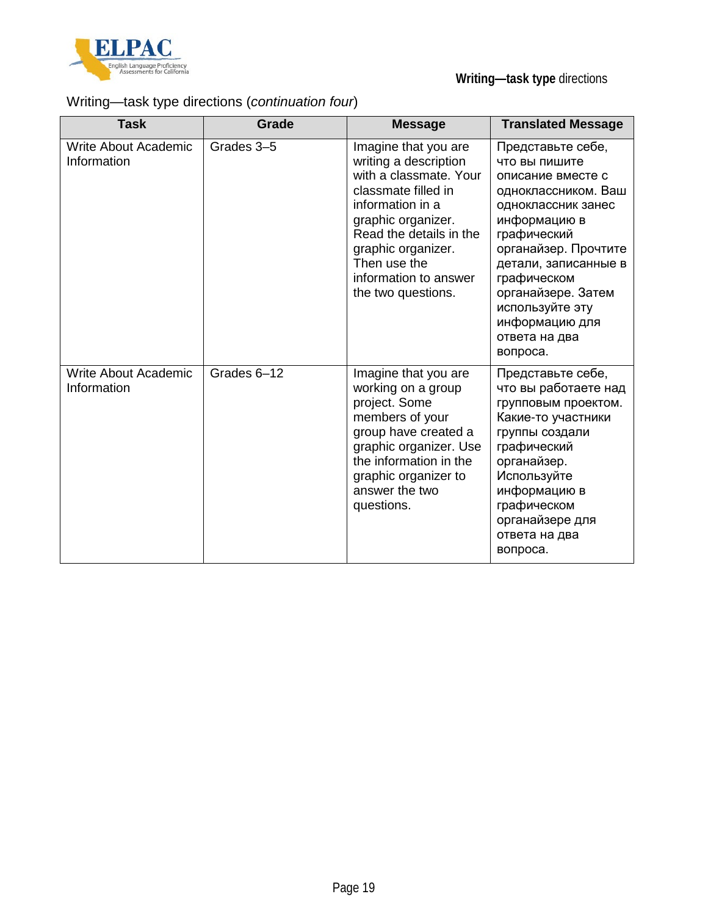Writing—task type directions (*continuation four*)

| Task | Grade | Message | Translated Message |
|---|---|---|---|
| Write About Academic Information | Grades 3–5 | Imagine that you are writing a description with a classmate. Your classmate filled in information in a graphic organizer. Read the details in the graphic organizer. Then use the information to answer the two questions. | Представьте себе, что вы пишите описание вместе с одноклассником. Ваш одноклассник занес информацию в графический органайзер. Прочтите детали, записанные в графическом органайзере. Затем используйте эту информацию для ответа на два вопроса. |
| Write About Academic Information | Grades 6–12 | Imagine that you are working on a group project. Some members of your group have created a graphic organizer. Use the information in the graphic organizer to answer the two questions. | Представьте себе, что вы работаете над групповым проектом. Какие-то участники группы создали графический органайзер. Используйте информацию в графическом органайзере для ответа на два вопроса. |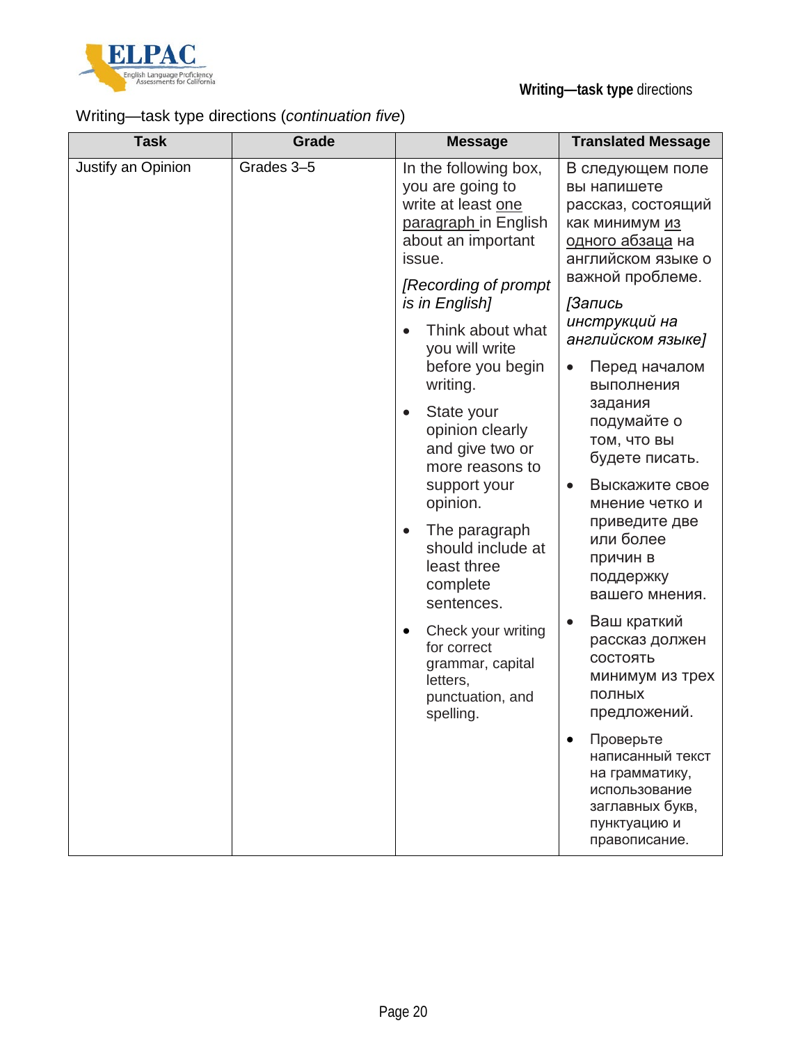Writing—task type directions (*continuation five*)

| Task | Grade | Message | Translated Message |
| --- | --- | --- | --- |
| Justify an Opinion | Grades 3–5 | In the following box, you are going to write at least one paragraph in English about an important issue.<br><br>*[Recording of prompt is in English]*<br><br>• Think about what you will write before you begin writing.<br>• State your opinion clearly and give two or more reasons to support your opinion.<br>• The paragraph should include at least three complete sentences.<br>• Check your writing for correct grammar, capital letters, punctuation, and spelling. | В следующем поле вы напишете рассказ, состоящий как минимум из одного абзаца на английском языке о важной проблеме.<br><br>*[Запись инструкций на английском языке]*<br><br>• Перед началом выполнения задания подумайте о том, что вы будете писать.<br>• Выскажите свое мнение четко и приведите две или более причин в поддержку вашего мнения.<br>• Ваш краткий рассказ должен состоять минимум из трех полных предложений.<br>• Проверьте написанный текст на грамматику, использование заглавных букв, пунктуацию и правописание. |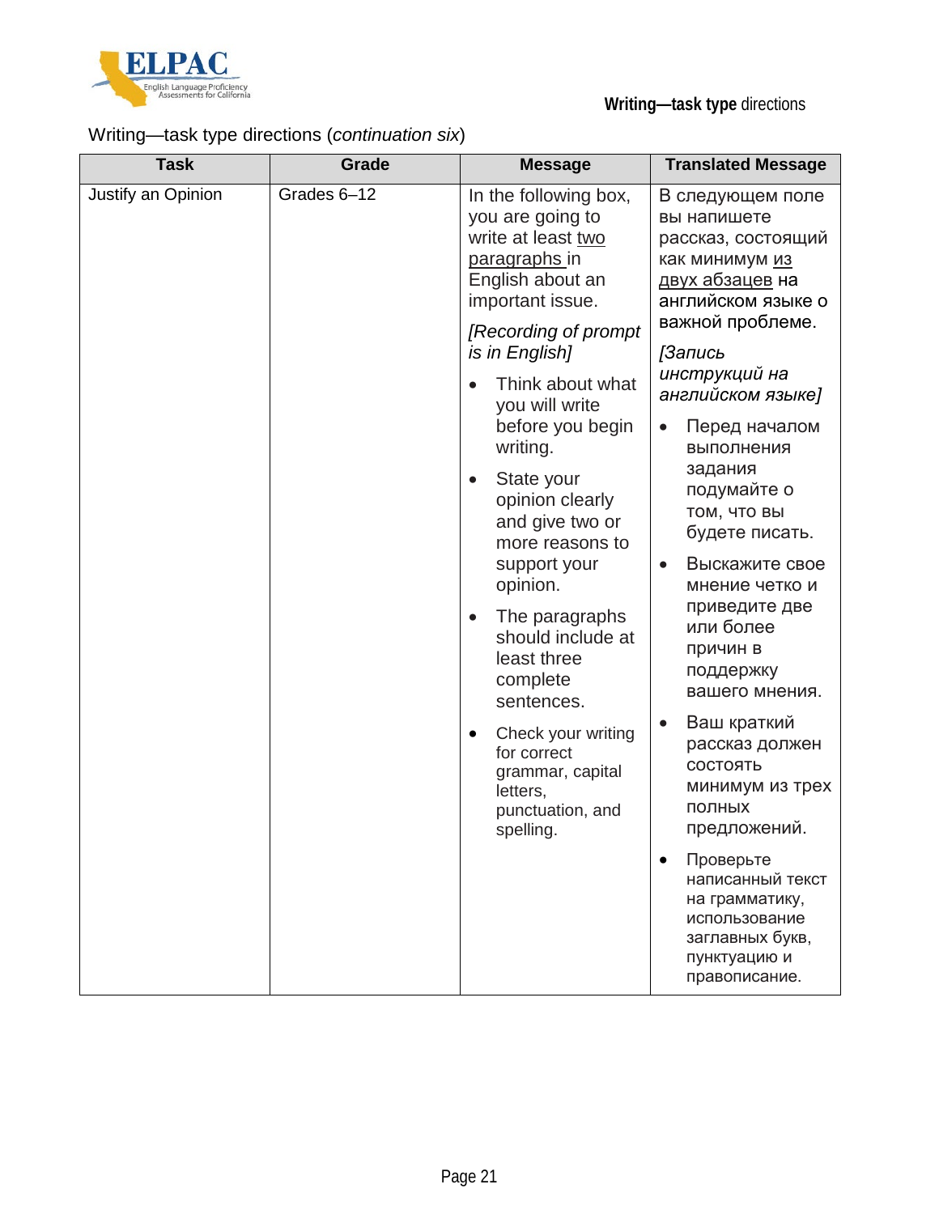Writing—task type directions (*continuation six*)

| Task | Grade | Message | Translated Message |
| --- | --- | --- | --- |
| Justify an Opinion | Grades 6–12 | In the following box, you are going to write at least <u>two paragraphs</u> in English about an important issue.<br><br>*[Recording of prompt is in English]*<br><br>• Think about what you will write before you begin writing.<br>• State your opinion clearly and give two or more reasons to support your opinion.<br>• The paragraphs should include at least three complete sentences.<br>• Check your writing for correct grammar, capital letters, punctuation, and spelling. | В следующем поле вы напишете рассказ, состоящий как минимум <u>из двух абзацев</u> на английском языке о важной проблеме.<br><br>*[Запись инструкций на английском языке]*<br><br>• Перед началом выполнения задания подумайте о том, что вы будете писать.<br>• Выскажите свое мнение четко и приведите две или более причин в поддержку вашего мнения.<br>• Ваш краткий рассказ должен состоять минимум из трех полных предложений.<br>• Проверьте написанный текст на грамматику, использование заглавных букв, пунктуацию и правописание. |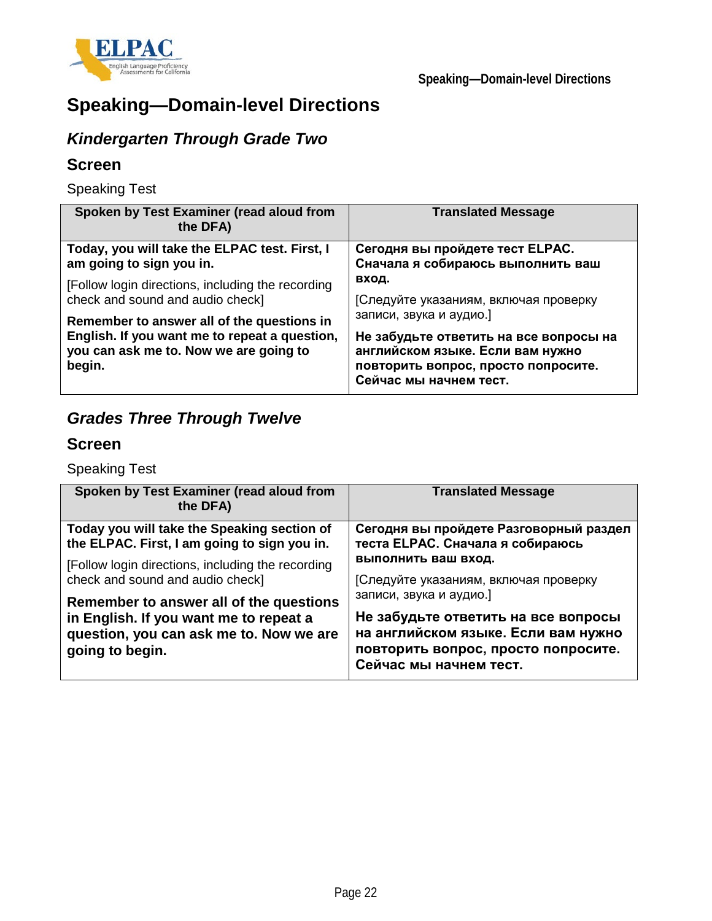# Speaking—Domain-level Directions

## *Kindergarten Through Grade Two*

### Screen

Speaking Test

| Spoken by Test Examiner (read aloud from the DFA) | Translated Message |
|---|---|
| **Today, you will take the ELPAC test. First, I am going to sign you in.**<br>[Follow login directions, including the recording check and sound and audio check]<br>**Remember to answer all of the questions in English. If you want me to repeat a question, you can ask me to. Now we are going to begin.** | **Сегодня вы пройдете тест ELPAC. Сначала я собираюсь выполнить ваш вход.**<br>[Следуйте указаниям, включая проверку записи, звука и аудио.]<br>**Не забудьте ответить на все вопросы на английском языке. Если вам нужно повторить вопрос, просто попросите. Сейчас мы начнем тест.** |

## *Grades Three Through Twelve*

### Screen

Speaking Test

| Spoken by Test Examiner (read aloud from the DFA) | Translated Message |
|---|---|
| **Today you will take the Speaking section of the ELPAC. First, I am going to sign you in.**<br>[Follow login directions, including the recording check and sound and audio check]<br>**Remember to answer all of the questions in English. If you want me to repeat a question, you can ask me to. Now we are going to begin.** | **Сегодня вы пройдете Разговорный раздел теста ELPAC. Сначала я собираюсь выполнить ваш вход.**<br>[Следуйте указаниям, включая проверку записи, звука и аудио.]<br>**Не забудьте ответить на все вопросы на английском языке. Если вам нужно повторить вопрос, просто попросите. Сейчас мы начнем тест.** |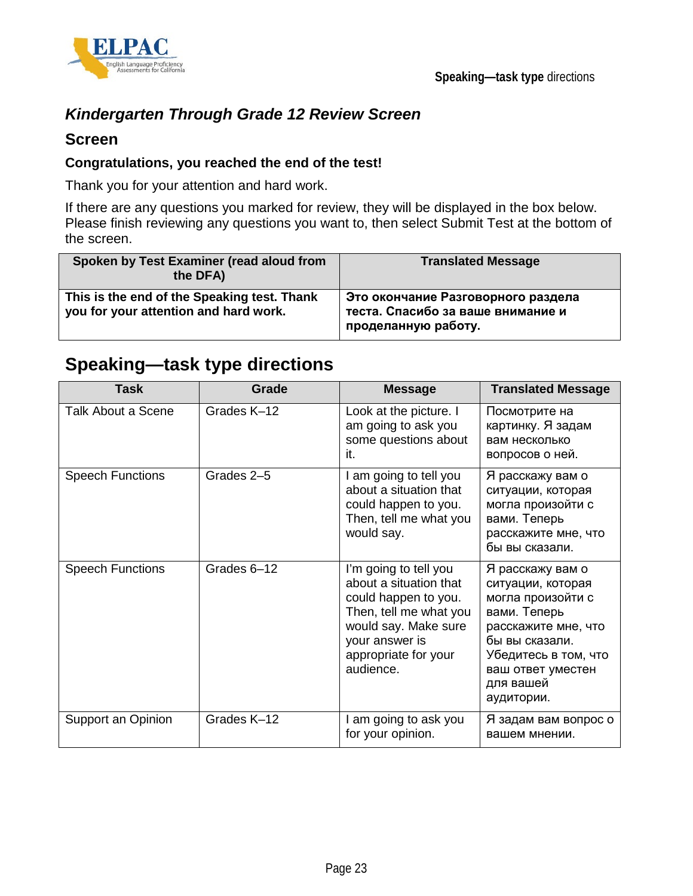### *Kindergarten Through Grade 12 Review Screen*

### Screen

**Congratulations, you reached the end of the test!**

Thank you for your attention and hard work.

If there are any questions you marked for review, they will be displayed in the box below. Please finish reviewing any questions you want to, then select Submit Test at the bottom of the screen.

| Spoken by Test Examiner (read aloud from the DFA) | Translated Message |
|---|---|
| **This is the end of the Speaking test. Thank you for your attention and hard work.** | **Это окончание Разговорного раздела теста. Спасибо за ваше внимание и проделанную работу.** |

## Speaking—task type directions

| Task | Grade | Message | Translated Message |
|---|---|---|---|
| Talk About a Scene | Grades K–12 | Look at the picture. I am going to ask you some questions about it. | Посмотрите на картинку. Я задам вам несколько вопросов о ней. |
| Speech Functions | Grades 2–5 | I am going to tell you about a situation that could happen to you. Then, tell me what you would say. | Я расскажу вам о ситуации, которая могла произойти с вами. Теперь расскажите мне, что бы вы сказали. |
| Speech Functions | Grades 6–12 | I'm going to tell you about a situation that could happen to you. Then, tell me what you would say. Make sure your answer is appropriate for your audience. | Я расскажу вам о ситуации, которая могла произойти с вами. Теперь расскажите мне, что бы вы сказали. Убедитесь в том, что ваш ответ уместен для вашей аудитории. |
| Support an Opinion | Grades K–12 | I am going to ask you for your opinion. | Я задам вам вопрос о вашем мнении. |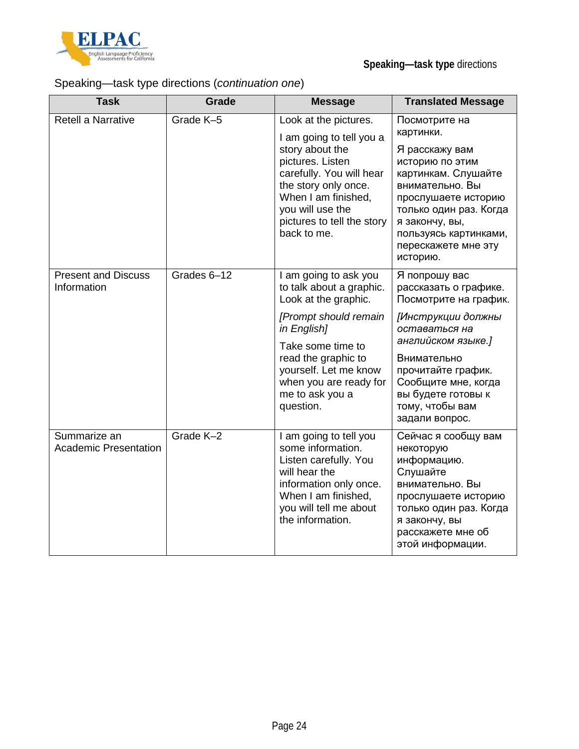Speaking—task type directions (*continuation one*)

| Task | Grade | Message | Translated Message |
|---|---|---|---|
| Retell a Narrative | Grade K–5 | Look at the pictures.<br><br>I am going to tell you a story about the pictures. Listen carefully. You will hear the story only once. When I am finished, you will use the pictures to tell the story back to me. | Посмотрите на картинки.<br><br>Я расскажу вам историю по этим картинкам. Слушайте внимательно. Вы прослушаете историю только один раз. Когда я закончу, вы, пользуясь картинками, перескажете мне эту историю. |
| Present and Discuss Information | Grades 6–12 | I am going to ask you to talk about a graphic. Look at the graphic.<br><br>*[Prompt should remain in English]*<br><br>Take some time to read the graphic to yourself. Let me know when you are ready for me to ask you a question. | Я попрошу вас рассказать о графике. Посмотрите на график.<br><br>*[Инструкции должны оставаться на английском языке.]*<br><br>Внимательно прочитайте график. Сообщите мне, когда вы будете готовы к тому, чтобы вам задали вопрос. |
| Summarize an Academic Presentation | Grade K–2 | I am going to tell you some information. Listen carefully. You will hear the information only once. When I am finished, you will tell me about the information. | Сейчас я сообщу вам некоторую информацию. Слушайте внимательно. Вы прослушаете историю только один раз. Когда я закончу, вы расскажете мне об этой информации. |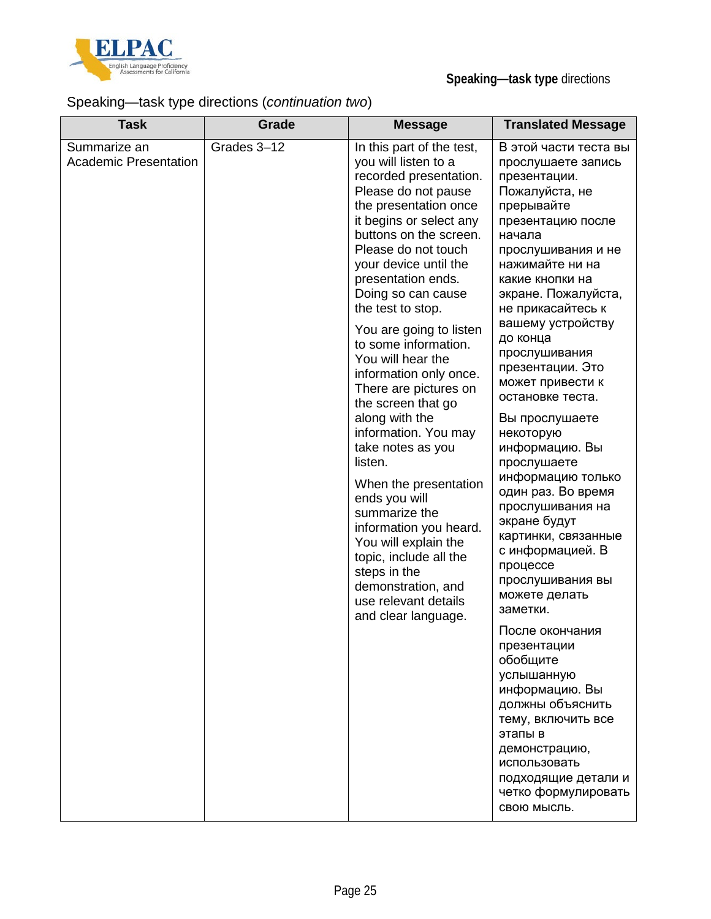Speaking—task type directions (*continuation two*)

| Task | Grade | Message | Translated Message |
| --- | --- | --- | --- |
| Summarize an Academic Presentation | Grades 3–12 | In this part of the test, you will listen to a recorded presentation. Please do not pause the presentation once it begins or select any buttons on the screen. Please do not touch your device until the presentation ends. Doing so can cause the test to stop.<br><br>You are going to listen to some information. You will hear the information only once. There are pictures on the screen that go along with the information. You may take notes as you listen.<br><br>When the presentation ends you will summarize the information you heard. You will explain the topic, include all the steps in the demonstration, and use relevant details and clear language. | В этой части теста вы прослушаете запись презентации. Пожалуйста, не прерывайте презентацию после начала прослушивания и не нажимайте ни на какие кнопки на экране. Пожалуйста, не прикасайтесь к вашему устройству до конца прослушивания презентации. Это может привести к остановке теста.<br><br>Вы прослушаете некоторую информацию. Вы прослушаете информацию только один раз. Во время прослушивания на экране будут картинки, связанные с информацией. В процессе прослушивания вы можете делать заметки.<br><br>После окончания презентации обобщите услышанную информацию. Вы должны объяснить тему, включить все этапы в демонстрацию, использовать подходящие детали и четко формулировать свою мысль. |